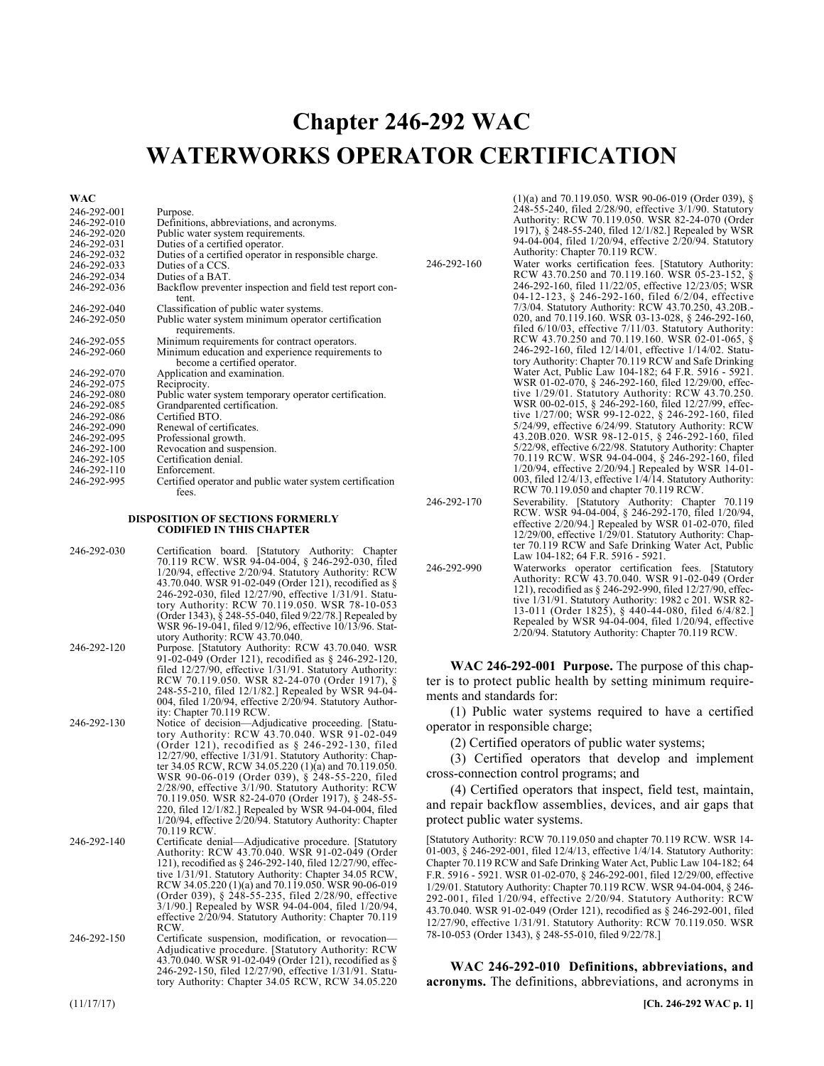# Chapter 246-292 WAC

# WATERWORKS OPERATOR CERTIFICATION

| WAC | |
|---|---|
| 246-292-001 | Purpose. |
| 246-292-010 | Definitions, abbreviations, and acronyms. |
| 246-292-020 | Public water system requirements. |
| 246-292-031 | Duties of a certified operator. |
| 246-292-032 | Duties of a certified operator in responsible charge. |
| 246-292-033 | Duties of a CCS. |
| 246-292-034 | Duties of a BAT. |
| 246-292-036 | Backflow preventer inspection and field test report content. |
| 246-292-040 | Classification of public water systems. |
| 246-292-050 | Public water system minimum operator certification requirements. |
| 246-292-055 | Minimum requirements for contract operators. |
| 246-292-060 | Minimum education and experience requirements to become a certified operator. |
| 246-292-070 | Application and examination. |
| 246-292-075 | Reciprocity. |
| 246-292-080 | Public water system temporary operator certification. |
| 246-292-085 | Grandparented certification. |
| 246-292-086 | Certified BTO. |
| 246-292-090 | Renewal of certificates. |
| 246-292-095 | Professional growth. |
| 246-292-100 | Revocation and suspension. |
| 246-292-105 | Certification denial. |
| 246-292-110 | Enforcement. |
| 246-292-995 | Certified operator and public water system certification fees. |

**DISPOSITION OF SECTIONS FORMERLY CODIFIED IN THIS CHAPTER**

| | |
|---|---|
| 246-292-030 | Certification board. [Statutory Authority: Chapter 70.119 RCW. WSR 94-04-004, § 246-292-030, filed 1/20/94, effective 2/20/94. Statutory Authority: RCW 43.70.040. WSR 91-02-049 (Order 121), recodified as § 246-292-030, filed 12/27/90, effective 1/31/91. Statutory Authority: RCW 70.119.050. WSR 78-10-053 (Order 1343), § 248-55-040, filed 9/22/78.] Repealed by WSR 96-19-041, filed 9/12/96, effective 10/13/96. Statutory Authority: RCW 43.70.040. |
| 246-292-120 | Purpose. [Statutory Authority: RCW 43.70.040. WSR 91-02-049 (Order 121), recodified as § 246-292-120, filed 12/27/90, effective 1/31/91. Statutory Authority: RCW 70.119.050. WSR 82-24-070 (Order 1917), § 248-55-210, filed 12/1/82.] Repealed by WSR 94-04-004, filed 1/20/94, effective 2/20/94. Statutory Authority: Chapter 70.119 RCW. |
| 246-292-130 | Notice of decision—Adjudicative proceeding. [Statutory Authority: RCW 43.70.040. WSR 91-02-049 (Order 121), recodified as § 246-292-130, filed 12/27/90, effective 1/31/91. Statutory Authority: Chapter 34.05 RCW, RCW 34.05.220 (1)(a) and 70.119.050. WSR 90-06-019 (Order 039), § 248-55-220, filed 2/28/90, effective 3/1/90. Statutory Authority: RCW 70.119.050. WSR 82-24-070 (Order 1917), § 248-55-220, filed 12/1/82.] Repealed by WSR 94-04-004, filed 1/20/94, effective 2/20/94. Statutory Authority: Chapter 70.119 RCW. |
| 246-292-140 | Certificate denial—Adjudicative procedure. [Statutory Authority: RCW 43.70.040. WSR 91-02-049 (Order 121), recodified as § 246-292-140, filed 12/27/90, effective 1/31/91. Statutory Authority: Chapter 34.05 RCW, RCW 34.05.220 (1)(a) and 70.119.050. WSR 90-06-019 (Order 039), § 248-55-235, filed 2/28/90, effective 3/1/90.] Repealed by WSR 94-04-004, filed 1/20/94, effective 2/20/94. Statutory Authority: Chapter 70.119 RCW. |
| 246-292-150 | Certificate suspension, modification, or revocation—Adjudicative procedure. [Statutory Authority: RCW 43.70.040. WSR 91-02-049 (Order 121), recodified as § 246-292-150, filed 12/27/90, effective 1/31/91. Statutory Authority: Chapter 34.05 RCW, RCW 34.05.220 (1)(a) and 70.119.050. WSR 90-06-019 (Order 039), § 248-55-240, filed 2/28/90, effective 3/1/90. Statutory Authority: RCW 70.119.050. WSR 82-24-070 (Order 1917), § 248-55-240, filed 12/1/82.] Repealed by WSR 94-04-004, filed 1/20/94, effective 2/20/94. Statutory Authority: Chapter 70.119 RCW. |
| 246-292-160 | Water works certification fees. [Statutory Authority: RCW 43.70.250 and 70.119.160. WSR 05-23-152, § 246-292-160, filed 11/22/05, effective 12/23/05; WSR 04-12-123, § 246-292-160, filed 6/2/04, effective 7/3/04. Statutory Authority: RCW 43.70.250, 43.20B.020, and 70.119.160. WSR 03-13-028, § 246-292-160, filed 6/10/03, effective 7/11/03. Statutory Authority: RCW 43.70.250 and 70.119.160. WSR 02-01-065, § 246-292-160, filed 12/14/01, effective 1/14/02. Statutory Authority: Chapter 70.119 RCW and Safe Drinking Water Act, Public Law 104-182; 64 F.R. 5916 - 5921. WSR 01-02-070, § 246-292-160, filed 12/29/00, effective 1/29/01. Statutory Authority: RCW 43.70.250. WSR 00-02-015, § 246-292-160, filed 12/27/99, effective 1/27/00; WSR 99-12-022, § 246-292-160, filed 5/24/99, effective 6/24/99. Statutory Authority: RCW 43.20B.020. WSR 98-12-015, § 246-292-160, filed 5/22/98, effective 6/22/98. Statutory Authority: Chapter 70.119 RCW. WSR 94-04-004, § 246-292-160, filed 1/20/94, effective 2/20/94.] Repealed by WSR 14-01-003, filed 12/4/13, effective 1/4/14. Statutory Authority: RCW 70.119.050 and chapter 70.119 RCW. |
| 246-292-170 | Severability. [Statutory Authority: Chapter 70.119 RCW. WSR 94-04-004, § 246-292-170, filed 1/20/94, effective 2/20/94.] Repealed by WSR 01-02-070, filed 12/29/00, effective 1/29/01. Statutory Authority: Chapter 70.119 RCW and Safe Drinking Water Act, Public Law 104-182; 64 F.R. 5916 - 5921. |
| 246-292-990 | Waterworks operator certification fees. [Statutory Authority: RCW 43.70.040. WSR 91-02-049 (Order 121), recodified as § 246-292-990, filed 12/27/90, effective 1/31/91. Statutory Authority: 1982 c 201. WSR 82-13-011 (Order 1825), § 440-44-080, filed 6/4/82.] Repealed by WSR 94-04-004, filed 1/20/94, effective 2/20/94. Statutory Authority: Chapter 70.119 RCW. |

**WAC 246-292-001 Purpose.** The purpose of this chapter is to protect public health by setting minimum requirements and standards for:

(1) Public water systems required to have a certified operator in responsible charge;

(2) Certified operators of public water systems;

(3) Certified operators that develop and implement cross-connection control programs; and

(4) Certified operators that inspect, field test, maintain, and repair backflow assemblies, devices, and air gaps that protect public water systems.

[Statutory Authority: RCW 70.119.050 and chapter 70.119 RCW. WSR 14-01-003, § 246-292-001, filed 12/4/13, effective 1/4/14. Statutory Authority: Chapter 70.119 RCW and Safe Drinking Water Act, Public Law 104-182; 64 F.R. 5916 - 5921. WSR 01-02-070, § 246-292-001, filed 12/29/00, effective 1/29/01. Statutory Authority: Chapter 70.119 RCW. WSR 94-04-004, § 246-292-001, filed 1/20/94, effective 2/20/94. Statutory Authority: RCW 43.70.040. WSR 91-02-049 (Order 121), recodified as § 246-292-001, filed 12/27/90, effective 1/31/91. Statutory Authority: RCW 70.119.050. WSR 78-10-053 (Order 1343), § 248-55-010, filed 9/22/78.]

**WAC 246-292-010 Definitions, abbreviations, and acronyms.** The definitions, abbreviations, and acronyms in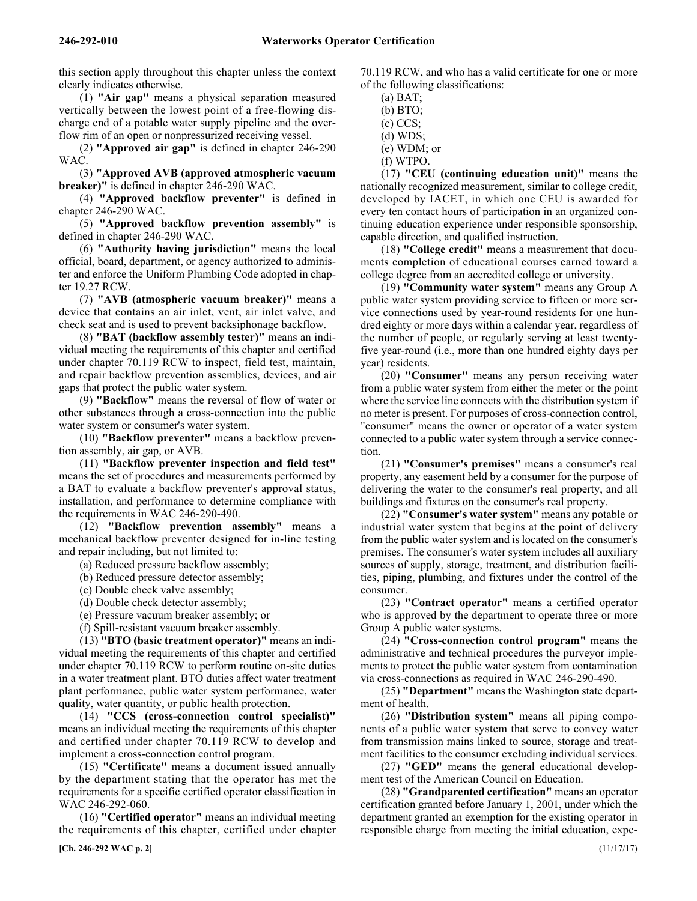this section apply throughout this chapter unless the context clearly indicates otherwise.

(1) **"Air gap"** means a physical separation measured vertically between the lowest point of a free-flowing discharge end of a potable water supply pipeline and the overflow rim of an open or nonpressurized receiving vessel.

(2) **"Approved air gap"** is defined in chapter 246-290 WAC.

(3) **"Approved AVB (approved atmospheric vacuum breaker)"** is defined in chapter 246-290 WAC.

(4) **"Approved backflow preventer"** is defined in chapter 246-290 WAC.

(5) **"Approved backflow prevention assembly"** is defined in chapter 246-290 WAC.

(6) **"Authority having jurisdiction"** means the local official, board, department, or agency authorized to administer and enforce the Uniform Plumbing Code adopted in chapter 19.27 RCW.

(7) **"AVB (atmospheric vacuum breaker)"** means a device that contains an air inlet, vent, air inlet valve, and check seat and is used to prevent backsiphonage backflow.

(8) **"BAT (backflow assembly tester)"** means an individual meeting the requirements of this chapter and certified under chapter 70.119 RCW to inspect, field test, maintain, and repair backflow prevention assemblies, devices, and air gaps that protect the public water system.

(9) **"Backflow"** means the reversal of flow of water or other substances through a cross-connection into the public water system or consumer's water system.

(10) **"Backflow preventer"** means a backflow prevention assembly, air gap, or AVB.

(11) **"Backflow preventer inspection and field test"** means the set of procedures and measurements performed by a BAT to evaluate a backflow preventer's approval status, installation, and performance to determine compliance with the requirements in WAC 246-290-490.

(12) **"Backflow prevention assembly"** means a mechanical backflow preventer designed for in-line testing and repair including, but not limited to:

(a) Reduced pressure backflow assembly;

(b) Reduced pressure detector assembly;

(c) Double check valve assembly;

(d) Double check detector assembly;

(e) Pressure vacuum breaker assembly; or

(f) Spill-resistant vacuum breaker assembly.

(13) **"BTO (basic treatment operator)"** means an individual meeting the requirements of this chapter and certified under chapter 70.119 RCW to perform routine on-site duties in a water treatment plant. BTO duties affect water treatment plant performance, public water system performance, water quality, water quantity, or public health protection.

(14) **"CCS (cross-connection control specialist)"** means an individual meeting the requirements of this chapter and certified under chapter 70.119 RCW to develop and implement a cross-connection control program.

(15) **"Certificate"** means a document issued annually by the department stating that the operator has met the requirements for a specific certified operator classification in WAC 246-292-060.

(16) **"Certified operator"** means an individual meeting the requirements of this chapter, certified under chapter 70.119 RCW, and who has a valid certificate for one or more of the following classifications:

(a) BAT;

(b) BTO;

(c) CCS;

(d) WDS;

(e) WDM; or

(f) WTPO.

(17) **"CEU (continuing education unit)"** means the nationally recognized measurement, similar to college credit, developed by IACET, in which one CEU is awarded for every ten contact hours of participation in an organized continuing education experience under responsible sponsorship, capable direction, and qualified instruction.

(18) **"College credit"** means a measurement that documents completion of educational courses earned toward a college degree from an accredited college or university.

(19) **"Community water system"** means any Group A public water system providing service to fifteen or more service connections used by year-round residents for one hundred eighty or more days within a calendar year, regardless of the number of people, or regularly serving at least twenty-five year-round (i.e., more than one hundred eighty days per year) residents.

(20) **"Consumer"** means any person receiving water from a public water system from either the meter or the point where the service line connects with the distribution system if no meter is present. For purposes of cross-connection control, "consumer" means the owner or operator of a water system connected to a public water system through a service connection.

(21) **"Consumer's premises"** means a consumer's real property, any easement held by a consumer for the purpose of delivering the water to the consumer's real property, and all buildings and fixtures on the consumer's real property.

(22) **"Consumer's water system"** means any potable or industrial water system that begins at the point of delivery from the public water system and is located on the consumer's premises. The consumer's water system includes all auxiliary sources of supply, storage, treatment, and distribution facilities, piping, plumbing, and fixtures under the control of the consumer.

(23) **"Contract operator"** means a certified operator who is approved by the department to operate three or more Group A public water systems.

(24) **"Cross-connection control program"** means the administrative and technical procedures the purveyor implements to protect the public water system from contamination via cross-connections as required in WAC 246-290-490.

(25) **"Department"** means the Washington state department of health.

(26) **"Distribution system"** means all piping components of a public water system that serve to convey water from transmission mains linked to source, storage and treatment facilities to the consumer excluding individual services.

(27) **"GED"** means the general educational development test of the American Council on Education.

(28) **"Grandparented certification"** means an operator certification granted before January 1, 2001, under which the department granted an exemption for the existing operator in responsible charge from meeting the initial education, expe-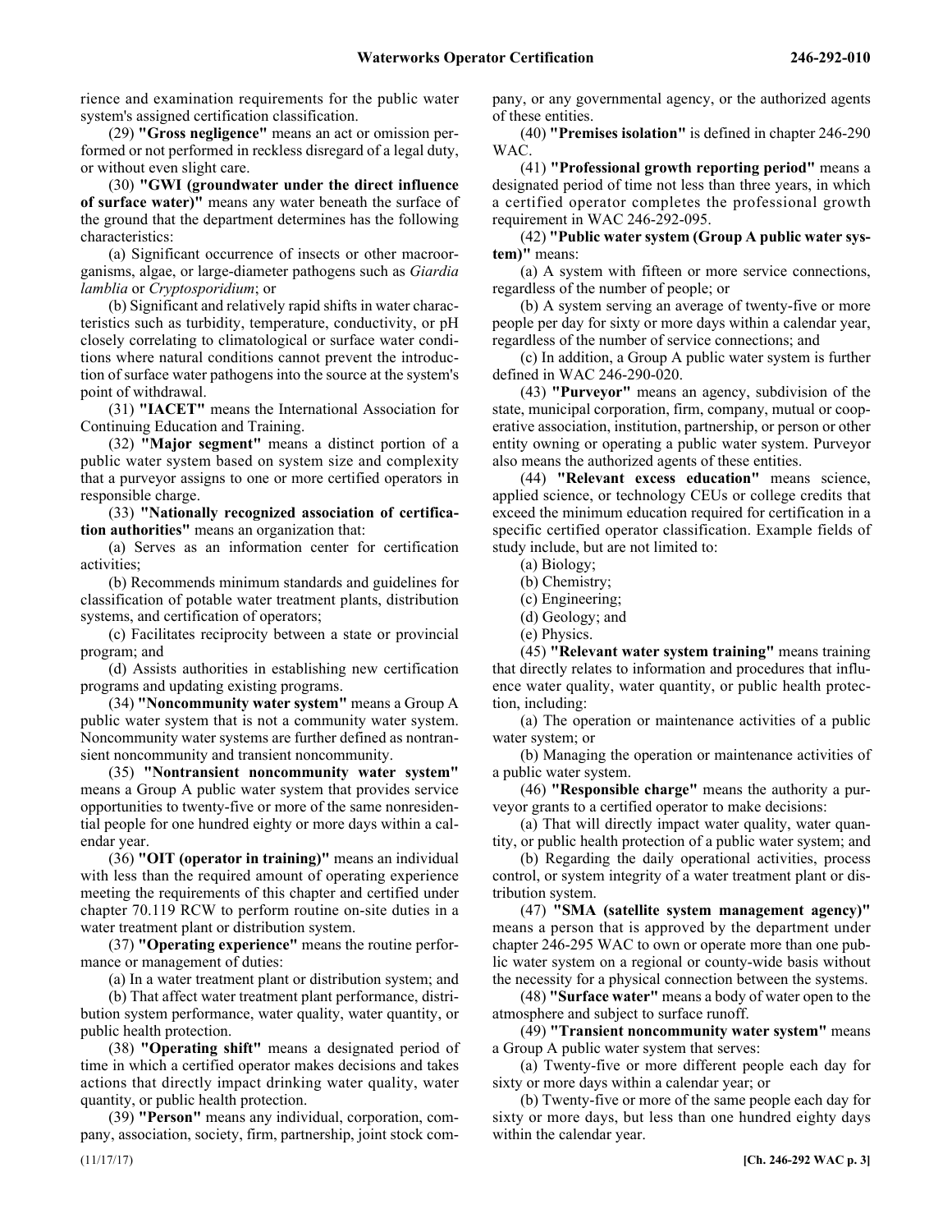rience and examination requirements for the public water system's assigned certification classification.

(29) **"Gross negligence"** means an act or omission performed or not performed in reckless disregard of a legal duty, or without even slight care.

(30) **"GWI (groundwater under the direct influence of surface water)"** means any water beneath the surface of the ground that the department determines has the following characteristics:

(a) Significant occurrence of insects or other macroorganisms, algae, or large-diameter pathogens such as *Giardia lamblia* or *Cryptosporidium*; or

(b) Significant and relatively rapid shifts in water characteristics such as turbidity, temperature, conductivity, or pH closely correlating to climatological or surface water conditions where natural conditions cannot prevent the introduction of surface water pathogens into the source at the system's point of withdrawal.

(31) **"IACET"** means the International Association for Continuing Education and Training.

(32) **"Major segment"** means a distinct portion of a public water system based on system size and complexity that a purveyor assigns to one or more certified operators in responsible charge.

(33) **"Nationally recognized association of certification authorities"** means an organization that:

(a) Serves as an information center for certification activities;

(b) Recommends minimum standards and guidelines for classification of potable water treatment plants, distribution systems, and certification of operators;

(c) Facilitates reciprocity between a state or provincial program; and

(d) Assists authorities in establishing new certification programs and updating existing programs.

(34) **"Noncommunity water system"** means a Group A public water system that is not a community water system. Noncommunity water systems are further defined as nontransient noncommunity and transient noncommunity.

(35) **"Nontransient noncommunity water system"** means a Group A public water system that provides service opportunities to twenty-five or more of the same nonresidential people for one hundred eighty or more days within a calendar year.

(36) **"OIT (operator in training)"** means an individual with less than the required amount of operating experience meeting the requirements of this chapter and certified under chapter 70.119 RCW to perform routine on-site duties in a water treatment plant or distribution system.

(37) **"Operating experience"** means the routine performance or management of duties:

(a) In a water treatment plant or distribution system; and

(b) That affect water treatment plant performance, distribution system performance, water quality, water quantity, or public health protection.

(38) **"Operating shift"** means a designated period of time in which a certified operator makes decisions and takes actions that directly impact drinking water quality, water quantity, or public health protection.

(39) **"Person"** means any individual, corporation, company, association, society, firm, partnership, joint stock company, or any governmental agency, or the authorized agents of these entities.

(40) **"Premises isolation"** is defined in chapter 246-290 WAC.

(41) **"Professional growth reporting period"** means a designated period of time not less than three years, in which a certified operator completes the professional growth requirement in WAC 246-292-095.

(42) **"Public water system (Group A public water system)"** means:

(a) A system with fifteen or more service connections, regardless of the number of people; or

(b) A system serving an average of twenty-five or more people per day for sixty or more days within a calendar year, regardless of the number of service connections; and

(c) In addition, a Group A public water system is further defined in WAC 246-290-020.

(43) **"Purveyor"** means an agency, subdivision of the state, municipal corporation, firm, company, mutual or cooperative association, institution, partnership, or person or other entity owning or operating a public water system. Purveyor also means the authorized agents of these entities.

(44) **"Relevant excess education"** means science, applied science, or technology CEUs or college credits that exceed the minimum education required for certification in a specific certified operator classification. Example fields of study include, but are not limited to:

(a) Biology;

(b) Chemistry;

(c) Engineering;

(d) Geology; and

(e) Physics.

(45) **"Relevant water system training"** means training that directly relates to information and procedures that influence water quality, water quantity, or public health protection, including:

(a) The operation or maintenance activities of a public water system; or

(b) Managing the operation or maintenance activities of a public water system.

(46) **"Responsible charge"** means the authority a purveyor grants to a certified operator to make decisions:

(a) That will directly impact water quality, water quantity, or public health protection of a public water system; and

(b) Regarding the daily operational activities, process control, or system integrity of a water treatment plant or distribution system.

(47) **"SMA (satellite system management agency)"** means a person that is approved by the department under chapter 246-295 WAC to own or operate more than one public water system on a regional or county-wide basis without the necessity for a physical connection between the systems.

(48) **"Surface water"** means a body of water open to the atmosphere and subject to surface runoff.

(49) **"Transient noncommunity water system"** means a Group A public water system that serves:

(a) Twenty-five or more different people each day for sixty or more days within a calendar year; or

(b) Twenty-five or more of the same people each day for sixty or more days, but less than one hundred eighty days within the calendar year.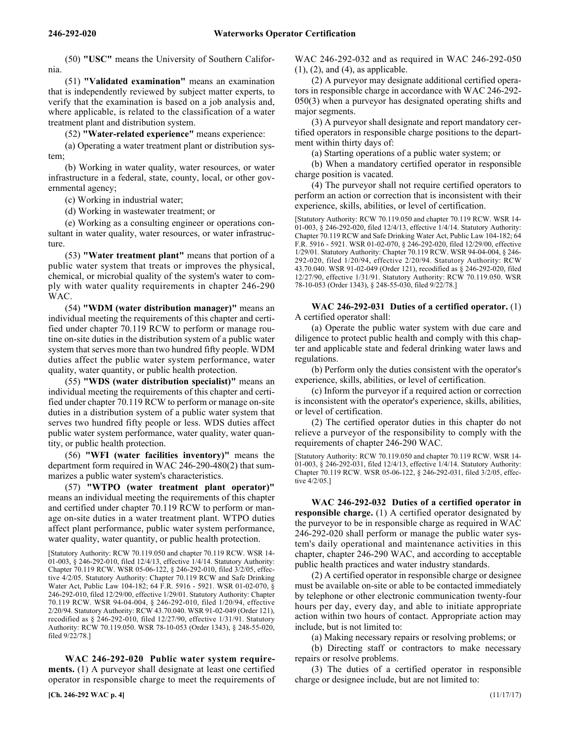(50) **"USC"** means the University of Southern California.

(51) **"Validated examination"** means an examination that is independently reviewed by subject matter experts, to verify that the examination is based on a job analysis and, where applicable, is related to the classification of a water treatment plant and distribution system.

(52) **"Water-related experience"** means experience:

(a) Operating a water treatment plant or distribution system;

(b) Working in water quality, water resources, or water infrastructure in a federal, state, county, local, or other governmental agency;

(c) Working in industrial water;

(d) Working in wastewater treatment; or

(e) Working as a consulting engineer or operations consultant in water quality, water resources, or water infrastructure.

(53) **"Water treatment plant"** means that portion of a public water system that treats or improves the physical, chemical, or microbial quality of the system's water to comply with water quality requirements in chapter 246-290 WAC.

(54) **"WDM (water distribution manager)"** means an individual meeting the requirements of this chapter and certified under chapter 70.119 RCW to perform or manage routine on-site duties in the distribution system of a public water system that serves more than two hundred fifty people. WDM duties affect the public water system performance, water quality, water quantity, or public health protection.

(55) **"WDS (water distribution specialist)"** means an individual meeting the requirements of this chapter and certified under chapter 70.119 RCW to perform or manage on-site duties in a distribution system of a public water system that serves two hundred fifty people or less. WDS duties affect public water system performance, water quality, water quantity, or public health protection.

(56) **"WFI (water facilities inventory)"** means the department form required in WAC 246-290-480(2) that summarizes a public water system's characteristics.

(57) **"WTPO (water treatment plant operator)"** means an individual meeting the requirements of this chapter and certified under chapter 70.119 RCW to perform or manage on-site duties in a water treatment plant. WTPO duties affect plant performance, public water system performance, water quality, water quantity, or public health protection.

[Statutory Authority: RCW 70.119.050 and chapter 70.119 RCW. WSR 14-01-003, § 246-292-010, filed 12/4/13, effective 1/4/14. Statutory Authority: Chapter 70.119 RCW. WSR 05-06-122, § 246-292-010, filed 3/2/05, effective 4/2/05. Statutory Authority: Chapter 70.119 RCW and Safe Drinking Water Act, Public Law 104-182; 64 F.R. 5916 - 5921. WSR 01-02-070, § 246-292-010, filed 12/29/00, effective 1/29/01. Statutory Authority: Chapter 70.119 RCW. WSR 94-04-004, § 246-292-010, filed 1/20/94, effective 2/20/94. Statutory Authority: RCW 43.70.040. WSR 91-02-049 (Order 121), recodified as § 246-292-010, filed 12/27/90, effective 1/31/91. Statutory Authority: RCW 70.119.050. WSR 78-10-053 (Order 1343), § 248-55-020, filed 9/22/78.]

**WAC 246-292-020 Public water system requirements.** (1) A purveyor shall designate at least one certified operator in responsible charge to meet the requirements of WAC 246-292-032 and as required in WAC 246-292-050 (1), (2), and (4), as applicable.

(2) A purveyor may designate additional certified operators in responsible charge in accordance with WAC 246-292-050(3) when a purveyor has designated operating shifts and major segments.

(3) A purveyor shall designate and report mandatory certified operators in responsible charge positions to the department within thirty days of:

(a) Starting operations of a public water system; or

(b) When a mandatory certified operator in responsible charge position is vacated.

(4) The purveyor shall not require certified operators to perform an action or correction that is inconsistent with their experience, skills, abilities, or level of certification.

[Statutory Authority: RCW 70.119.050 and chapter 70.119 RCW. WSR 14-01-003, § 246-292-020, filed 12/4/13, effective 1/4/14. Statutory Authority: Chapter 70.119 RCW and Safe Drinking Water Act, Public Law 104-182; 64 F.R. 5916 - 5921. WSR 01-02-070, § 246-292-020, filed 12/29/00, effective 1/29/01. Statutory Authority: Chapter 70.119 RCW. WSR 94-04-004, § 246-292-020, filed 1/20/94, effective 2/20/94. Statutory Authority: RCW 43.70.040. WSR 91-02-049 (Order 121), recodified as § 246-292-020, filed 12/27/90, effective 1/31/91. Statutory Authority: RCW 70.119.050. WSR 78-10-053 (Order 1343), § 248-55-030, filed 9/22/78.]

**WAC 246-292-031 Duties of a certified operator.** (1) A certified operator shall:

(a) Operate the public water system with due care and diligence to protect public health and comply with this chapter and applicable state and federal drinking water laws and regulations.

(b) Perform only the duties consistent with the operator's experience, skills, abilities, or level of certification.

(c) Inform the purveyor if a required action or correction is inconsistent with the operator's experience, skills, abilities, or level of certification.

(2) The certified operator duties in this chapter do not relieve a purveyor of the responsibility to comply with the requirements of chapter 246-290 WAC.

[Statutory Authority: RCW 70.119.050 and chapter 70.119 RCW. WSR 14-01-003, § 246-292-031, filed 12/4/13, effective 1/4/14. Statutory Authority: Chapter 70.119 RCW. WSR 05-06-122, § 246-292-031, filed 3/2/05, effective 4/2/05.]

**WAC 246-292-032 Duties of a certified operator in responsible charge.** (1) A certified operator designated by the purveyor to be in responsible charge as required in WAC 246-292-020 shall perform or manage the public water system's daily operational and maintenance activities in this chapter, chapter 246-290 WAC, and according to acceptable public health practices and water industry standards.

(2) A certified operator in responsible charge or designee must be available on-site or able to be contacted immediately by telephone or other electronic communication twenty-four hours per day, every day, and able to initiate appropriate action within two hours of contact. Appropriate action may include, but is not limited to:

(a) Making necessary repairs or resolving problems; or

(b) Directing staff or contractors to make necessary repairs or resolve problems.

(3) The duties of a certified operator in responsible charge or designee include, but are not limited to: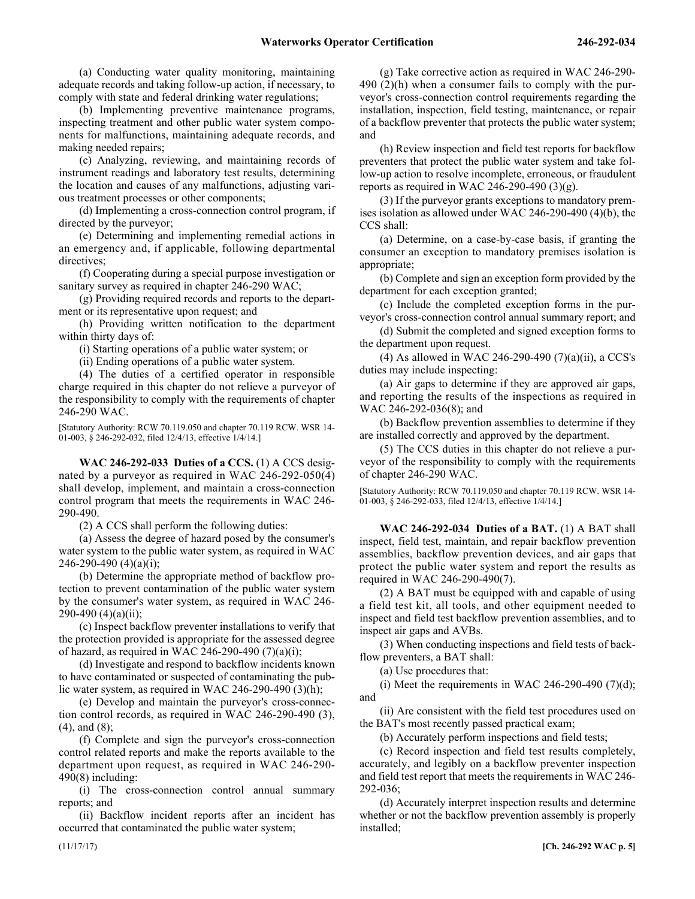(a) Conducting water quality monitoring, maintaining adequate records and taking follow-up action, if necessary, to comply with state and federal drinking water regulations;

(b) Implementing preventive maintenance programs, inspecting treatment and other public water system components for malfunctions, maintaining adequate records, and making needed repairs;

(c) Analyzing, reviewing, and maintaining records of instrument readings and laboratory test results, determining the location and causes of any malfunctions, adjusting various treatment processes or other components;

(d) Implementing a cross-connection control program, if directed by the purveyor;

(e) Determining and implementing remedial actions in an emergency and, if applicable, following departmental directives;

(f) Cooperating during a special purpose investigation or sanitary survey as required in chapter 246-290 WAC;

(g) Providing required records and reports to the department or its representative upon request; and

(h) Providing written notification to the department within thirty days of:

(i) Starting operations of a public water system; or

(ii) Ending operations of a public water system.

(4) The duties of a certified operator in responsible charge required in this chapter do not relieve a purveyor of the responsibility to comply with the requirements of chapter 246-290 WAC.

[Statutory Authority: RCW 70.119.050 and chapter 70.119 RCW. WSR 14-01-003, § 246-292-032, filed 12/4/13, effective 1/4/14.]

**WAC 246-292-033 Duties of a CCS.** (1) A CCS designated by a purveyor as required in WAC 246-292-050(4) shall develop, implement, and maintain a cross-connection control program that meets the requirements in WAC 246-290-490.

(2) A CCS shall perform the following duties:

(a) Assess the degree of hazard posed by the consumer's water system to the public water system, as required in WAC 246-290-490 (4)(a)(i);

(b) Determine the appropriate method of backflow protection to prevent contamination of the public water system by the consumer's water system, as required in WAC 246-290-490 (4)(a)(ii);

(c) Inspect backflow preventer installations to verify that the protection provided is appropriate for the assessed degree of hazard, as required in WAC 246-290-490 (7)(a)(i);

(d) Investigate and respond to backflow incidents known to have contaminated or suspected of contaminating the public water system, as required in WAC 246-290-490 (3)(h);

(e) Develop and maintain the purveyor's cross-connection control records, as required in WAC 246-290-490 (3), (4), and (8);

(f) Complete and sign the purveyor's cross-connection control related reports and make the reports available to the department upon request, as required in WAC 246-290-490(8) including:

(i) The cross-connection control annual summary reports; and

(ii) Backflow incident reports after an incident has occurred that contaminated the public water system;

(g) Take corrective action as required in WAC 246-290-490 (2)(h) when a consumer fails to comply with the purveyor's cross-connection control requirements regarding the installation, inspection, field testing, maintenance, or repair of a backflow preventer that protects the public water system; and

(h) Review inspection and field test reports for backflow preventers that protect the public water system and take follow-up action to resolve incomplete, erroneous, or fraudulent reports as required in WAC 246-290-490 (3)(g).

(3) If the purveyor grants exceptions to mandatory premises isolation as allowed under WAC 246-290-490 (4)(b), the CCS shall:

(a) Determine, on a case-by-case basis, if granting the consumer an exception to mandatory premises isolation is appropriate;

(b) Complete and sign an exception form provided by the department for each exception granted;

(c) Include the completed exception forms in the purveyor's cross-connection control annual summary report; and

(d) Submit the completed and signed exception forms to the department upon request.

(4) As allowed in WAC 246-290-490 (7)(a)(ii), a CCS's duties may include inspecting:

(a) Air gaps to determine if they are approved air gaps, and reporting the results of the inspections as required in WAC 246-292-036(8); and

(b) Backflow prevention assemblies to determine if they are installed correctly and approved by the department.

(5) The CCS duties in this chapter do not relieve a purveyor of the responsibility to comply with the requirements of chapter 246-290 WAC.

[Statutory Authority: RCW 70.119.050 and chapter 70.119 RCW. WSR 14-01-003, § 246-292-033, filed 12/4/13, effective 1/4/14.]

**WAC 246-292-034 Duties of a BAT.** (1) A BAT shall inspect, field test, maintain, and repair backflow prevention assemblies, backflow prevention devices, and air gaps that protect the public water system and report the results as required in WAC 246-290-490(7).

(2) A BAT must be equipped with and capable of using a field test kit, all tools, and other equipment needed to inspect and field test backflow prevention assemblies, and to inspect air gaps and AVBs.

(3) When conducting inspections and field tests of backflow preventers, a BAT shall:

(a) Use procedures that:

(i) Meet the requirements in WAC 246-290-490 (7)(d); and

(ii) Are consistent with the field test procedures used on the BAT's most recently passed practical exam;

(b) Accurately perform inspections and field tests;

(c) Record inspection and field test results completely, accurately, and legibly on a backflow preventer inspection and field test report that meets the requirements in WAC 246-292-036;

(d) Accurately interpret inspection results and determine whether or not the backflow prevention assembly is properly installed;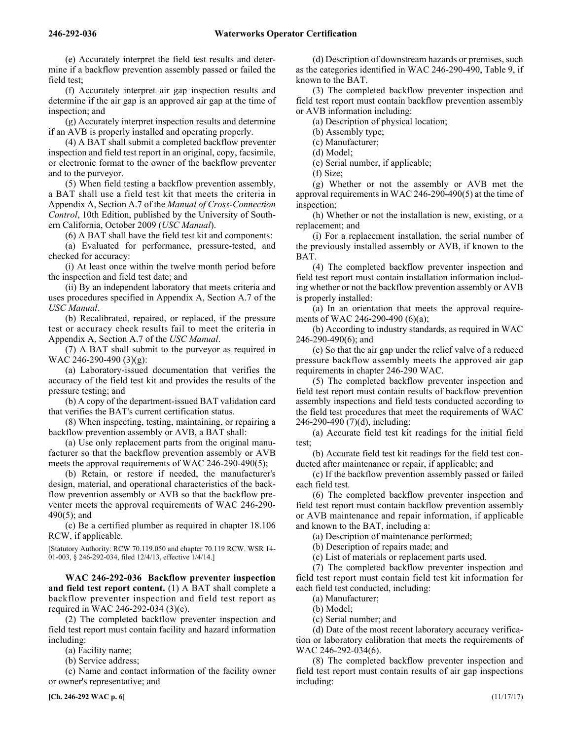(e) Accurately interpret the field test results and determine if a backflow prevention assembly passed or failed the field test;

(f) Accurately interpret air gap inspection results and determine if the air gap is an approved air gap at the time of inspection; and

(g) Accurately interpret inspection results and determine if an AVB is properly installed and operating properly.

(4) A BAT shall submit a completed backflow preventer inspection and field test report in an original, copy, facsimile, or electronic format to the owner of the backflow preventer and to the purveyor.

(5) When field testing a backflow prevention assembly, a BAT shall use a field test kit that meets the criteria in Appendix A, Section A.7 of the *Manual of Cross-Connection Control*, 10th Edition, published by the University of Southern California, October 2009 (*USC Manual*).

(6) A BAT shall have the field test kit and components:

(a) Evaluated for performance, pressure-tested, and checked for accuracy:

(i) At least once within the twelve month period before the inspection and field test date; and

(ii) By an independent laboratory that meets criteria and uses procedures specified in Appendix A, Section A.7 of the *USC Manual*.

(b) Recalibrated, repaired, or replaced, if the pressure test or accuracy check results fail to meet the criteria in Appendix A, Section A.7 of the *USC Manual*.

(7) A BAT shall submit to the purveyor as required in WAC 246-290-490 (3)(g):

(a) Laboratory-issued documentation that verifies the accuracy of the field test kit and provides the results of the pressure testing; and

(b) A copy of the department-issued BAT validation card that verifies the BAT's current certification status.

(8) When inspecting, testing, maintaining, or repairing a backflow prevention assembly or AVB, a BAT shall:

(a) Use only replacement parts from the original manufacturer so that the backflow prevention assembly or AVB meets the approval requirements of WAC 246-290-490(5);

(b) Retain, or restore if needed, the manufacturer's design, material, and operational characteristics of the backflow prevention assembly or AVB so that the backflow preventer meets the approval requirements of WAC 246-290-490(5); and

(c) Be a certified plumber as required in chapter 18.106 RCW, if applicable.

[Statutory Authority: RCW 70.119.050 and chapter 70.119 RCW. WSR 14-01-003, § 246-292-034, filed 12/4/13, effective 1/4/14.]

**WAC 246-292-036 Backflow preventer inspection and field test report content.** (1) A BAT shall complete a backflow preventer inspection and field test report as required in WAC 246-292-034 (3)(c).

(2) The completed backflow preventer inspection and field test report must contain facility and hazard information including:

(a) Facility name;

(b) Service address;

(c) Name and contact information of the facility owner or owner's representative; and

(d) Description of downstream hazards or premises, such as the categories identified in WAC 246-290-490, Table 9, if known to the BAT.

(3) The completed backflow preventer inspection and field test report must contain backflow prevention assembly or AVB information including:

(a) Description of physical location;

(b) Assembly type;

(c) Manufacturer;

(d) Model;

(e) Serial number, if applicable;

(f) Size;

(g) Whether or not the assembly or AVB met the approval requirements in WAC 246-290-490(5) at the time of inspection;

(h) Whether or not the installation is new, existing, or a replacement; and

(i) For a replacement installation, the serial number of the previously installed assembly or AVB, if known to the BAT.

(4) The completed backflow preventer inspection and field test report must contain installation information including whether or not the backflow prevention assembly or AVB is properly installed:

(a) In an orientation that meets the approval requirements of WAC 246-290-490 (6)(a);

(b) According to industry standards, as required in WAC 246-290-490(6); and

(c) So that the air gap under the relief valve of a reduced pressure backflow assembly meets the approved air gap requirements in chapter 246-290 WAC.

(5) The completed backflow preventer inspection and field test report must contain results of backflow prevention assembly inspections and field tests conducted according to the field test procedures that meet the requirements of WAC 246-290-490 (7)(d), including:

(a) Accurate field test kit readings for the initial field test;

(b) Accurate field test kit readings for the field test conducted after maintenance or repair, if applicable; and

(c) If the backflow prevention assembly passed or failed each field test.

(6) The completed backflow preventer inspection and field test report must contain backflow prevention assembly or AVB maintenance and repair information, if applicable and known to the BAT, including a:

(a) Description of maintenance performed;

(b) Description of repairs made; and

(c) List of materials or replacement parts used.

(7) The completed backflow preventer inspection and field test report must contain field test kit information for each field test conducted, including:

(a) Manufacturer;

(b) Model;

(c) Serial number; and

(d) Date of the most recent laboratory accuracy verification or laboratory calibration that meets the requirements of WAC 246-292-034(6).

(8) The completed backflow preventer inspection and field test report must contain results of air gap inspections including: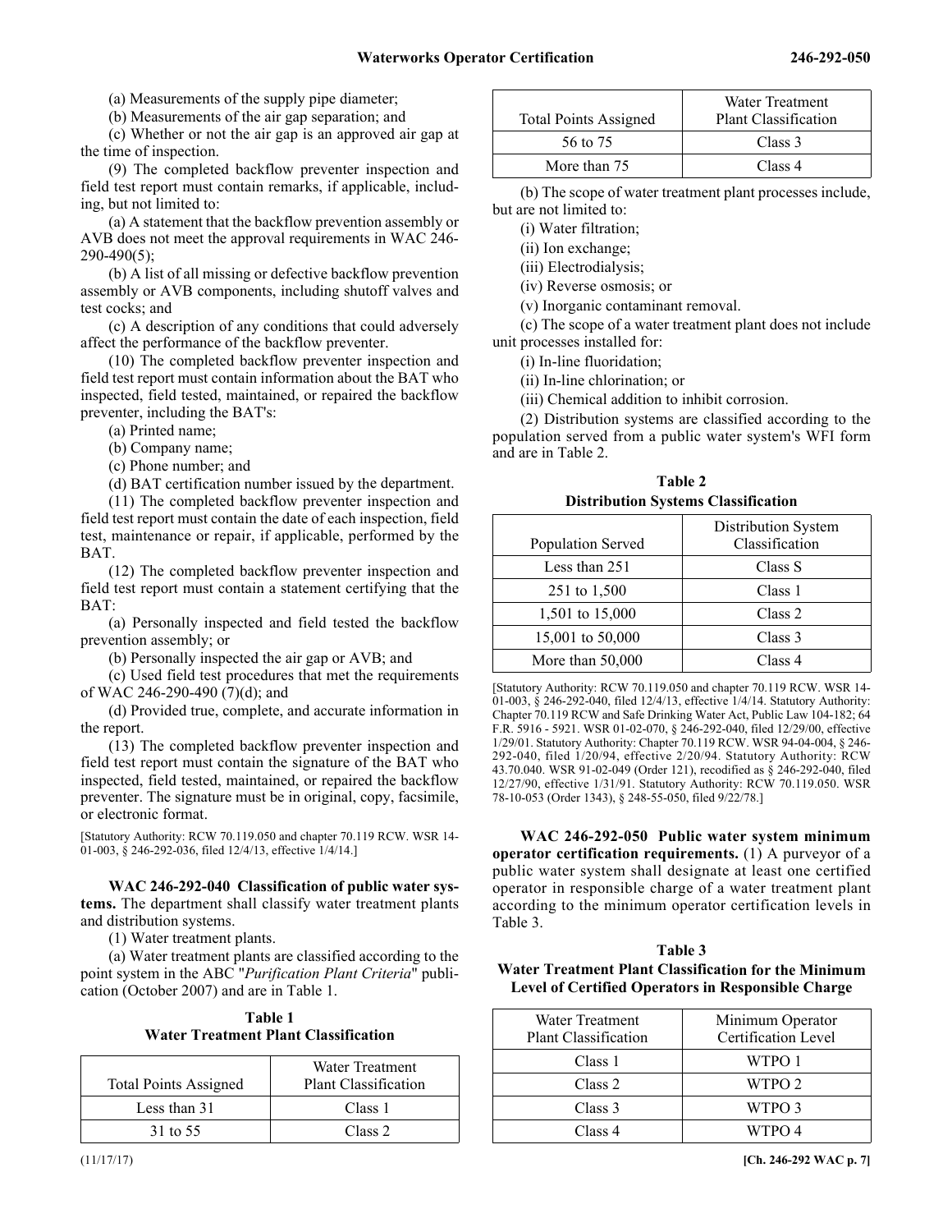(a) Measurements of the supply pipe diameter;

(b) Measurements of the air gap separation; and

(c) Whether or not the air gap is an approved air gap at the time of inspection.

(9) The completed backflow preventer inspection and field test report must contain remarks, if applicable, including, but not limited to:

(a) A statement that the backflow prevention assembly or AVB does not meet the approval requirements in WAC 246-290-490(5);

(b) A list of all missing or defective backflow prevention assembly or AVB components, including shutoff valves and test cocks; and

(c) A description of any conditions that could adversely affect the performance of the backflow preventer.

(10) The completed backflow preventer inspection and field test report must contain information about the BAT who inspected, field tested, maintained, or repaired the backflow preventer, including the BAT's:

(a) Printed name;

(b) Company name;

(c) Phone number; and

(d) BAT certification number issued by the department.

(11) The completed backflow preventer inspection and field test report must contain the date of each inspection, field test, maintenance or repair, if applicable, performed by the BAT.

(12) The completed backflow preventer inspection and field test report must contain a statement certifying that the BAT:

(a) Personally inspected and field tested the backflow prevention assembly; or

(b) Personally inspected the air gap or AVB; and

(c) Used field test procedures that met the requirements of WAC 246-290-490 (7)(d); and

(d) Provided true, complete, and accurate information in the report.

(13) The completed backflow preventer inspection and field test report must contain the signature of the BAT who inspected, field tested, maintained, or repaired the backflow preventer. The signature must be in original, copy, facsimile, or electronic format.

[Statutory Authority: RCW 70.119.050 and chapter 70.119 RCW. WSR 14-01-003, § 246-292-036, filed 12/4/13, effective 1/4/14.]

**WAC 246-292-040 Classification of public water systems.** The department shall classify water treatment plants and distribution systems.

(1) Water treatment plants.

(a) Water treatment plants are classified according to the point system in the ABC "*Purification Plant Criteria*" publication (October 2007) and are in Table 1.

**Table 1**
**Water Treatment Plant Classification**

| Total Points Assigned | Water Treatment Plant Classification |
|---|---|
| Less than 31 | Class 1 |
| 31 to 55 | Class 2 |
| 56 to 75 | Class 3 |
| More than 75 | Class 4 |

(b) The scope of water treatment plant processes include, but are not limited to:

(i) Water filtration;

(ii) Ion exchange;

(iii) Electrodialysis;

(iv) Reverse osmosis; or

(v) Inorganic contaminant removal.

(c) The scope of a water treatment plant does not include unit processes installed for:

(i) In-line fluoridation;

(ii) In-line chlorination; or

(iii) Chemical addition to inhibit corrosion.

(2) Distribution systems are classified according to the population served from a public water system's WFI form and are in Table 2.

**Table 2**
**Distribution Systems Classification**

| Population Served | Distribution System Classification |
|---|---|
| Less than 251 | Class S |
| 251 to 1,500 | Class 1 |
| 1,501 to 15,000 | Class 2 |
| 15,001 to 50,000 | Class 3 |
| More than 50,000 | Class 4 |

[Statutory Authority: RCW 70.119.050 and chapter 70.119 RCW. WSR 14-01-003, § 246-292-040, filed 12/4/13, effective 1/4/14. Statutory Authority: Chapter 70.119 RCW and Safe Drinking Water Act, Public Law 104-182; 64 F.R. 5916 - 5921. WSR 01-02-070, § 246-292-040, filed 12/29/00, effective 1/29/01. Statutory Authority: Chapter 70.119 RCW. WSR 94-04-004, § 246-292-040, filed 1/20/94, effective 2/20/94. Statutory Authority: RCW 43.70.040. WSR 91-02-049 (Order 121), recodified as § 246-292-040, filed 12/27/90, effective 1/31/91. Statutory Authority: RCW 70.119.050. WSR 78-10-053 (Order 1343), § 248-55-050, filed 9/22/78.]

**WAC 246-292-050 Public water system minimum operator certification requirements.** (1) A purveyor of a public water system shall designate at least one certified operator in responsible charge of a water treatment plant according to the minimum operator certification levels in Table 3.

**Table 3**
**Water Treatment Plant Classification for the Minimum Level of Certified Operators in Responsible Charge**

| Water Treatment Plant Classification | Minimum Operator Certification Level |
|---|---|
| Class 1 | WTPO 1 |
| Class 2 | WTPO 2 |
| Class 3 | WTPO 3 |
| Class 4 | WTPO 4 |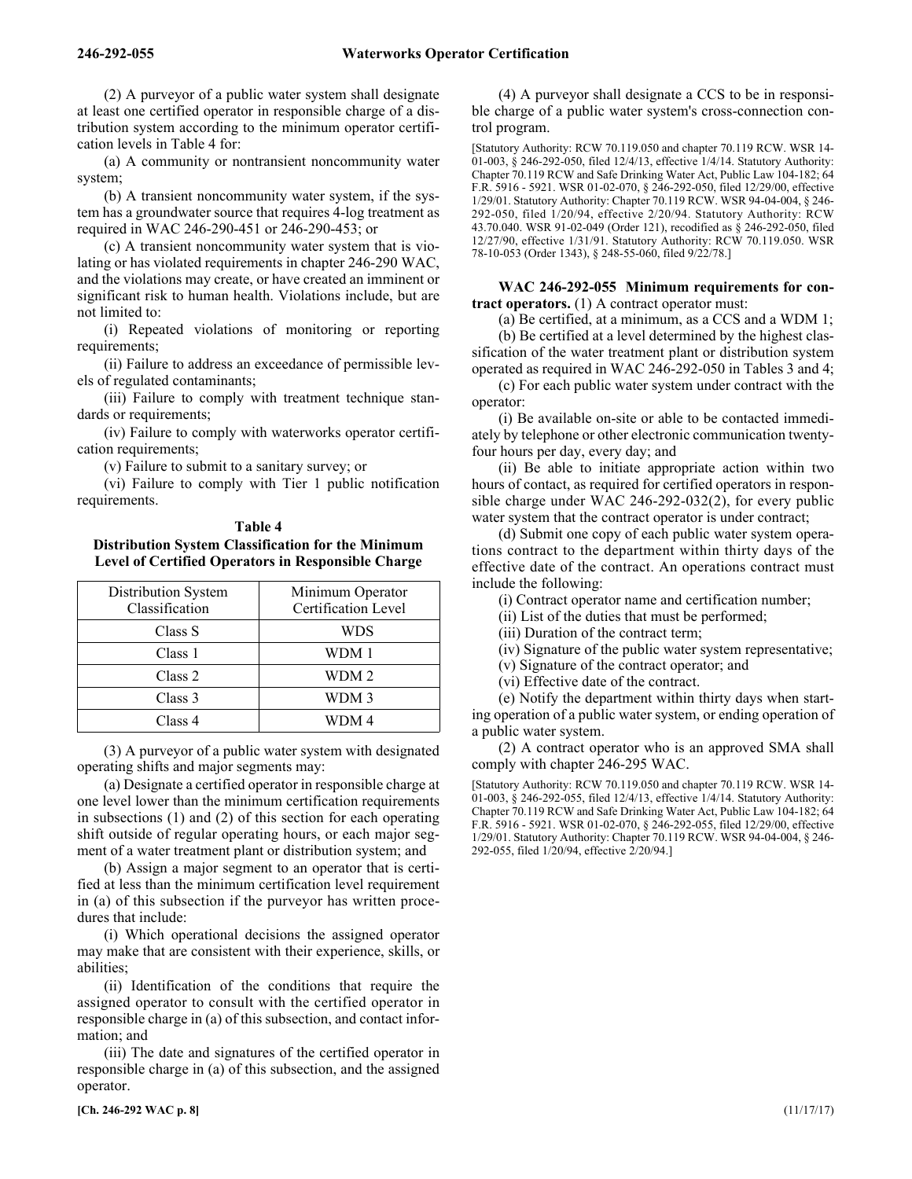(2) A purveyor of a public water system shall designate at least one certified operator in responsible charge of a distribution system according to the minimum operator certification levels in Table 4 for:

(a) A community or nontransient noncommunity water system;

(b) A transient noncommunity water system, if the system has a groundwater source that requires 4-log treatment as required in WAC 246-290-451 or 246-290-453; or

(c) A transient noncommunity water system that is violating or has violated requirements in chapter 246-290 WAC, and the violations may create, or have created an imminent or significant risk to human health. Violations include, but are not limited to:

(i) Repeated violations of monitoring or reporting requirements;

(ii) Failure to address an exceedance of permissible levels of regulated contaminants;

(iii) Failure to comply with treatment technique standards or requirements;

(iv) Failure to comply with waterworks operator certification requirements;

(v) Failure to submit to a sanitary survey; or

(vi) Failure to comply with Tier 1 public notification requirements.

**Table 4**
**Distribution System Classification for the Minimum Level of Certified Operators in Responsible Charge**

| Distribution System Classification | Minimum Operator Certification Level |
|---|---|
| Class S | WDS |
| Class 1 | WDM 1 |
| Class 2 | WDM 2 |
| Class 3 | WDM 3 |
| Class 4 | WDM 4 |

(3) A purveyor of a public water system with designated operating shifts and major segments may:

(a) Designate a certified operator in responsible charge at one level lower than the minimum certification requirements in subsections (1) and (2) of this section for each operating shift outside of regular operating hours, or each major segment of a water treatment plant or distribution system; and

(b) Assign a major segment to an operator that is certified at less than the minimum certification level requirement in (a) of this subsection if the purveyor has written procedures that include:

(i) Which operational decisions the assigned operator may make that are consistent with their experience, skills, or abilities;

(ii) Identification of the conditions that require the assigned operator to consult with the certified operator in responsible charge in (a) of this subsection, and contact information; and

(iii) The date and signatures of the certified operator in responsible charge in (a) of this subsection, and the assigned operator.

(4) A purveyor shall designate a CCS to be in responsible charge of a public water system's cross-connection control program.

[Statutory Authority: RCW 70.119.050 and chapter 70.119 RCW. WSR 14-01-003, § 246-292-050, filed 12/4/13, effective 1/4/14. Statutory Authority: Chapter 70.119 RCW and Safe Drinking Water Act, Public Law 104-182; 64 F.R. 5916 - 5921. WSR 01-02-070, § 246-292-050, filed 12/29/00, effective 1/29/01. Statutory Authority: Chapter 70.119 RCW. WSR 94-04-004, § 246-292-050, filed 1/20/94, effective 2/20/94. Statutory Authority: RCW 43.70.040. WSR 91-02-049 (Order 121), recodified as § 246-292-050, filed 12/27/90, effective 1/31/91. Statutory Authority: RCW 70.119.050. WSR 78-10-053 (Order 1343), § 248-55-060, filed 9/22/78.]

**WAC 246-292-055 Minimum requirements for contract operators.** (1) A contract operator must:

(a) Be certified, at a minimum, as a CCS and a WDM 1;

(b) Be certified at a level determined by the highest classification of the water treatment plant or distribution system operated as required in WAC 246-292-050 in Tables 3 and 4;

(c) For each public water system under contract with the operator:

(i) Be available on-site or able to be contacted immediately by telephone or other electronic communication twenty-four hours per day, every day; and

(ii) Be able to initiate appropriate action within two hours of contact, as required for certified operators in responsible charge under WAC 246-292-032(2), for every public water system that the contract operator is under contract;

(d) Submit one copy of each public water system operations contract to the department within thirty days of the effective date of the contract. An operations contract must include the following:

(i) Contract operator name and certification number;

(ii) List of the duties that must be performed;

(iii) Duration of the contract term;

(iv) Signature of the public water system representative;

(v) Signature of the contract operator; and

(vi) Effective date of the contract.

(e) Notify the department within thirty days when starting operation of a public water system, or ending operation of a public water system.

(2) A contract operator who is an approved SMA shall comply with chapter 246-295 WAC.

[Statutory Authority: RCW 70.119.050 and chapter 70.119 RCW. WSR 14-01-003, § 246-292-055, filed 12/4/13, effective 1/4/14. Statutory Authority: Chapter 70.119 RCW and Safe Drinking Water Act, Public Law 104-182; 64 F.R. 5916 - 5921. WSR 01-02-070, § 246-292-055, filed 12/29/00, effective 1/29/01. Statutory Authority: Chapter 70.119 RCW. WSR 94-04-004, § 246-292-055, filed 1/20/94, effective 2/20/94.]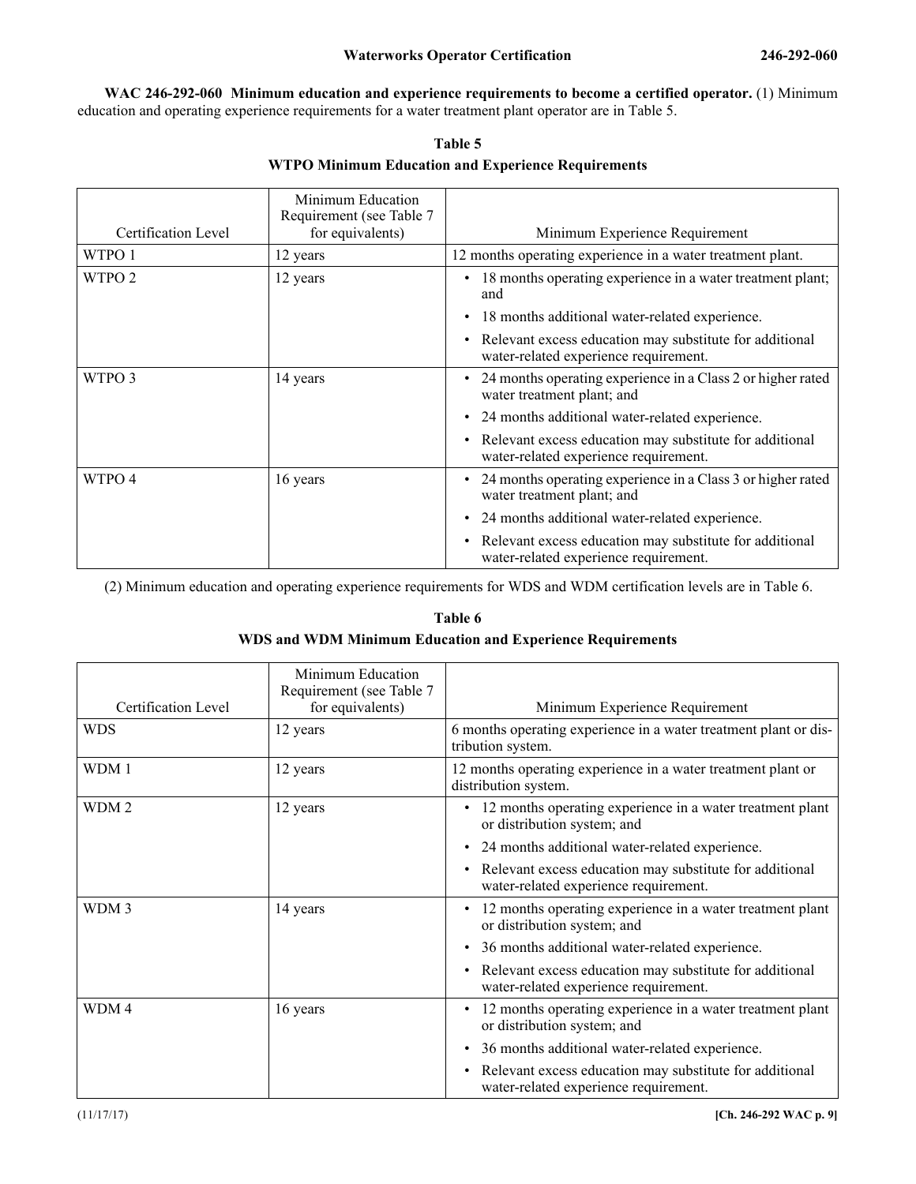**WAC 246-292-060 Minimum education and experience requirements to become a certified operator.** (1) Minimum education and operating experience requirements for a water treatment plant operator are in Table 5.

**Table 5**
**WTPO Minimum Education and Experience Requirements**

| Certification Level | Minimum Education Requirement (see Table 7 for equivalents) | Minimum Experience Requirement |
|---|---|---|
| WTPO 1 | 12 years | 12 months operating experience in a water treatment plant. |
| WTPO 2 | 12 years | • 18 months operating experience in a water treatment plant; and<br>• 18 months additional water-related experience.<br>• Relevant excess education may substitute for additional water-related experience requirement. |
| WTPO 3 | 14 years | • 24 months operating experience in a Class 2 or higher rated water treatment plant; and<br>• 24 months additional water-related experience.<br>• Relevant excess education may substitute for additional water-related experience requirement. |
| WTPO 4 | 16 years | • 24 months operating experience in a Class 3 or higher rated water treatment plant; and<br>• 24 months additional water-related experience.<br>• Relevant excess education may substitute for additional water-related experience requirement. |

(2) Minimum education and operating experience requirements for WDS and WDM certification levels are in Table 6.

**Table 6**
**WDS and WDM Minimum Education and Experience Requirements**

| Certification Level | Minimum Education Requirement (see Table 7 for equivalents) | Minimum Experience Requirement |
|---|---|---|
| WDS | 12 years | 6 months operating experience in a water treatment plant or distribution system. |
| WDM 1 | 12 years | 12 months operating experience in a water treatment plant or distribution system. |
| WDM 2 | 12 years | • 12 months operating experience in a water treatment plant or distribution system; and<br>• 24 months additional water-related experience.<br>• Relevant excess education may substitute for additional water-related experience requirement. |
| WDM 3 | 14 years | • 12 months operating experience in a water treatment plant or distribution system; and<br>• 36 months additional water-related experience.<br>• Relevant excess education may substitute for additional water-related experience requirement. |
| WDM 4 | 16 years | • 12 months operating experience in a water treatment plant or distribution system; and<br>• 36 months additional water-related experience.<br>• Relevant excess education may substitute for additional water-related experience requirement. |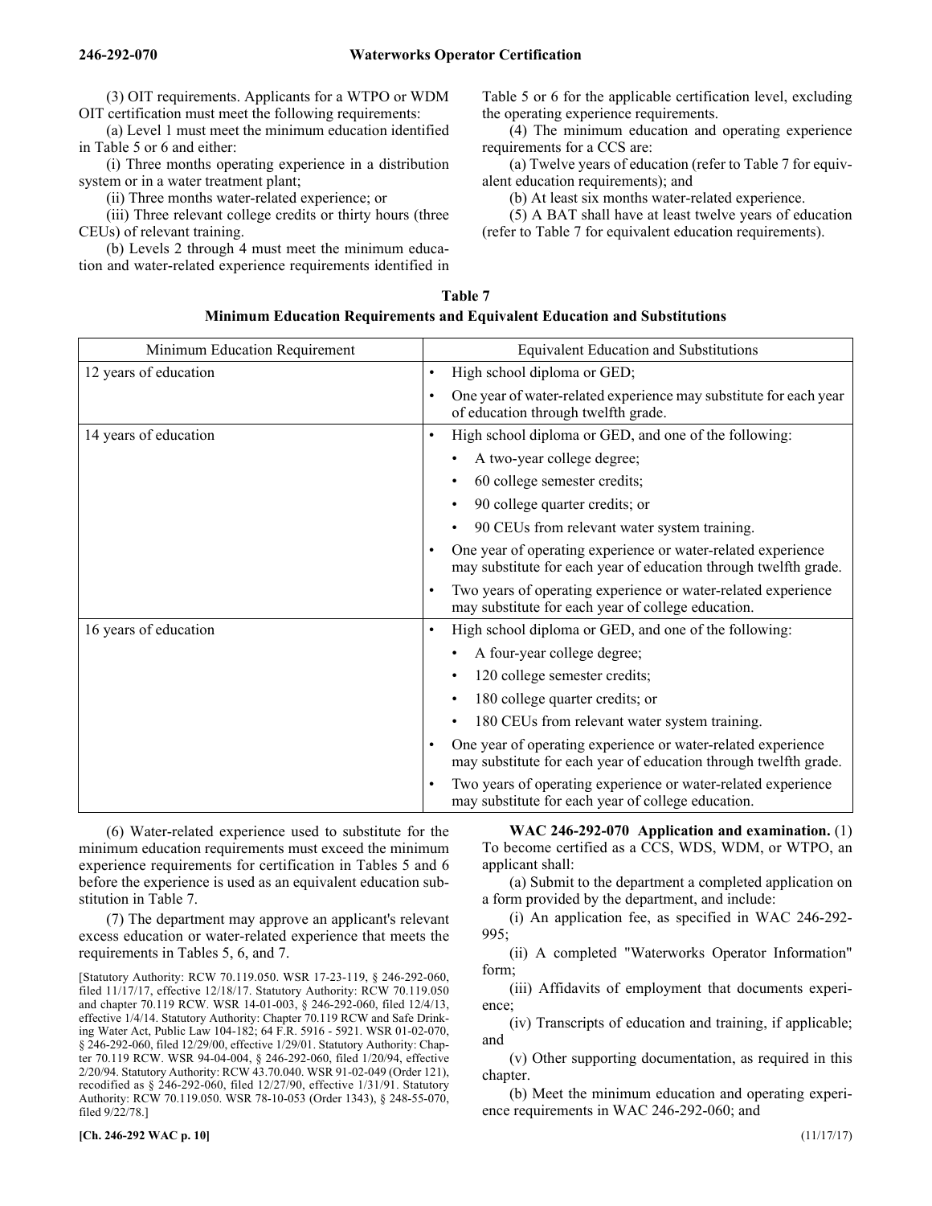(3) OIT requirements. Applicants for a WTPO or WDM OIT certification must meet the following requirements:

(a) Level 1 must meet the minimum education identified in Table 5 or 6 and either:

(i) Three months operating experience in a distribution system or in a water treatment plant;

(ii) Three months water-related experience; or

(iii) Three relevant college credits or thirty hours (three CEUs) of relevant training.

(b) Levels 2 through 4 must meet the minimum education and water-related experience requirements identified in Table 5 or 6 for the applicable certification level, excluding the operating experience requirements.

(4) The minimum education and operating experience requirements for a CCS are:

(a) Twelve years of education (refer to Table 7 for equivalent education requirements); and

(b) At least six months water-related experience.

(5) A BAT shall have at least twelve years of education (refer to Table 7 for equivalent education requirements).

**Table 7**
**Minimum Education Requirements and Equivalent Education and Substitutions**

| Minimum Education Requirement | Equivalent Education and Substitutions |
|---|---|
| 12 years of education | • High school diploma or GED;<br>• One year of water-related experience may substitute for each year of education through twelfth grade. |
| 14 years of education | • High school diploma or GED, and one of the following:<br>  ◦ A two-year college degree;<br>  ◦ 60 college semester credits;<br>  ◦ 90 college quarter credits; or<br>  ◦ 90 CEUs from relevant water system training.<br>• One year of operating experience or water-related experience may substitute for each year of education through twelfth grade.<br>• Two years of operating experience or water-related experience may substitute for each year of college education. |
| 16 years of education | • High school diploma or GED, and one of the following:<br>  ◦ A four-year college degree;<br>  ◦ 120 college semester credits;<br>  ◦ 180 college quarter credits; or<br>  ◦ 180 CEUs from relevant water system training.<br>• One year of operating experience or water-related experience may substitute for each year of education through twelfth grade.<br>• Two years of operating experience or water-related experience may substitute for each year of college education. |

(6) Water-related experience used to substitute for the minimum education requirements must exceed the minimum experience requirements for certification in Tables 5 and 6 before the experience is used as an equivalent education substitution in Table 7.

(7) The department may approve an applicant's relevant excess education or water-related experience that meets the requirements in Tables 5, 6, and 7.

[Statutory Authority: RCW 70.119.050. WSR 17-23-119, § 246-292-060, filed 11/17/17, effective 12/18/17. Statutory Authority: RCW 70.119.050 and chapter 70.119 RCW. WSR 14-01-003, § 246-292-060, filed 12/4/13, effective 1/4/14. Statutory Authority: Chapter 70.119 RCW and Safe Drinking Water Act, Public Law 104-182; 64 F.R. 5916 - 5921. WSR 01-02-070, § 246-292-060, filed 12/29/00, effective 1/29/01. Statutory Authority: Chapter 70.119 RCW. WSR 94-04-004, § 246-292-060, filed 1/20/94, effective 2/20/94. Statutory Authority: RCW 43.70.040. WSR 91-02-049 (Order 121), recodified as § 246-292-060, filed 12/27/90, effective 1/31/91. Statutory Authority: RCW 70.119.050. WSR 78-10-053 (Order 1343), § 248-55-070, filed 9/22/78.]

**WAC 246-292-070 Application and examination.** (1) To become certified as a CCS, WDS, WDM, or WTPO, an applicant shall:

(a) Submit to the department a completed application on a form provided by the department, and include:

(i) An application fee, as specified in WAC 246-292-995;

(ii) A completed "Waterworks Operator Information" form;

(iii) Affidavits of employment that documents experience;

(iv) Transcripts of education and training, if applicable; and

(v) Other supporting documentation, as required in this chapter.

(b) Meet the minimum education and operating experience requirements in WAC 246-292-060; and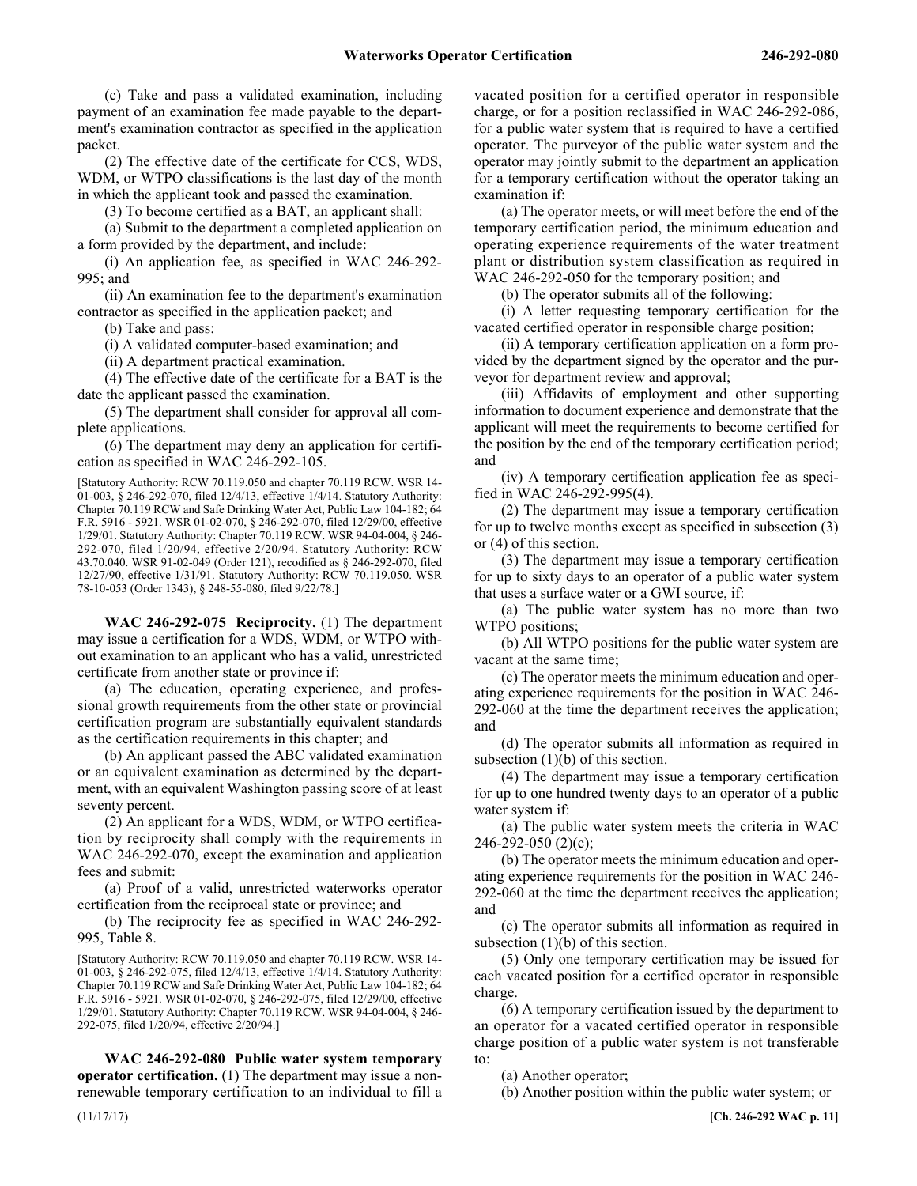(c) Take and pass a validated examination, including payment of an examination fee made payable to the department's examination contractor as specified in the application packet.

(2) The effective date of the certificate for CCS, WDS, WDM, or WTPO classifications is the last day of the month in which the applicant took and passed the examination.

(3) To become certified as a BAT, an applicant shall:

(a) Submit to the department a completed application on a form provided by the department, and include:

(i) An application fee, as specified in WAC 246-292-995; and

(ii) An examination fee to the department's examination contractor as specified in the application packet; and

(b) Take and pass:

(i) A validated computer-based examination; and

(ii) A department practical examination.

(4) The effective date of the certificate for a BAT is the date the applicant passed the examination.

(5) The department shall consider for approval all complete applications.

(6) The department may deny an application for certification as specified in WAC 246-292-105.

[Statutory Authority: RCW 70.119.050 and chapter 70.119 RCW. WSR 14-01-003, § 246-292-070, filed 12/4/13, effective 1/4/14. Statutory Authority: Chapter 70.119 RCW and Safe Drinking Water Act, Public Law 104-182; 64 F.R. 5916 - 5921. WSR 01-02-070, § 246-292-070, filed 12/29/00, effective 1/29/01. Statutory Authority: Chapter 70.119 RCW. WSR 94-04-004, § 246-292-070, filed 1/20/94, effective 2/20/94. Statutory Authority: RCW 43.70.040. WSR 91-02-049 (Order 121), recodified as § 246-292-070, filed 12/27/90, effective 1/31/91. Statutory Authority: RCW 70.119.050. WSR 78-10-053 (Order 1343), § 248-55-080, filed 9/22/78.]

**WAC 246-292-075 Reciprocity.** (1) The department may issue a certification for a WDS, WDM, or WTPO without examination to an applicant who has a valid, unrestricted certificate from another state or province if:

(a) The education, operating experience, and professional growth requirements from the other state or provincial certification program are substantially equivalent standards as the certification requirements in this chapter; and

(b) An applicant passed the ABC validated examination or an equivalent examination as determined by the department, with an equivalent Washington passing score of at least seventy percent.

(2) An applicant for a WDS, WDM, or WTPO certification by reciprocity shall comply with the requirements in WAC 246-292-070, except the examination and application fees and submit:

(a) Proof of a valid, unrestricted waterworks operator certification from the reciprocal state or province; and

(b) The reciprocity fee as specified in WAC 246-292-995, Table 8.

[Statutory Authority: RCW 70.119.050 and chapter 70.119 RCW. WSR 14-01-003, § 246-292-075, filed 12/4/13, effective 1/4/14. Statutory Authority: Chapter 70.119 RCW and Safe Drinking Water Act, Public Law 104-182; 64 F.R. 5916 - 5921. WSR 01-02-070, § 246-292-075, filed 12/29/00, effective 1/29/01. Statutory Authority: Chapter 70.119 RCW. WSR 94-04-004, § 246-292-075, filed 1/20/94, effective 2/20/94.]

**WAC 246-292-080 Public water system temporary operator certification.** (1) The department may issue a nonrenewable temporary certification to an individual to fill a vacated position for a certified operator in responsible charge, or for a position reclassified in WAC 246-292-086, for a public water system that is required to have a certified operator. The purveyor of the public water system and the operator may jointly submit to the department an application for a temporary certification without the operator taking an examination if:

(a) The operator meets, or will meet before the end of the temporary certification period, the minimum education and operating experience requirements of the water treatment plant or distribution system classification as required in WAC 246-292-050 for the temporary position; and

(b) The operator submits all of the following:

(i) A letter requesting temporary certification for the vacated certified operator in responsible charge position;

(ii) A temporary certification application on a form provided by the department signed by the operator and the purveyor for department review and approval;

(iii) Affidavits of employment and other supporting information to document experience and demonstrate that the applicant will meet the requirements to become certified for the position by the end of the temporary certification period; and

(iv) A temporary certification application fee as specified in WAC 246-292-995(4).

(2) The department may issue a temporary certification for up to twelve months except as specified in subsection (3) or (4) of this section.

(3) The department may issue a temporary certification for up to sixty days to an operator of a public water system that uses a surface water or a GWI source, if:

(a) The public water system has no more than two WTPO positions;

(b) All WTPO positions for the public water system are vacant at the same time;

(c) The operator meets the minimum education and operating experience requirements for the position in WAC 246-292-060 at the time the department receives the application; and

(d) The operator submits all information as required in subsection (1)(b) of this section.

(4) The department may issue a temporary certification for up to one hundred twenty days to an operator of a public water system if:

(a) The public water system meets the criteria in WAC 246-292-050 (2)(c);

(b) The operator meets the minimum education and operating experience requirements for the position in WAC 246-292-060 at the time the department receives the application; and

(c) The operator submits all information as required in subsection (1)(b) of this section.

(5) Only one temporary certification may be issued for each vacated position for a certified operator in responsible charge.

(6) A temporary certification issued by the department to an operator for a vacated certified operator in responsible charge position of a public water system is not transferable to:

(a) Another operator;

(b) Another position within the public water system; or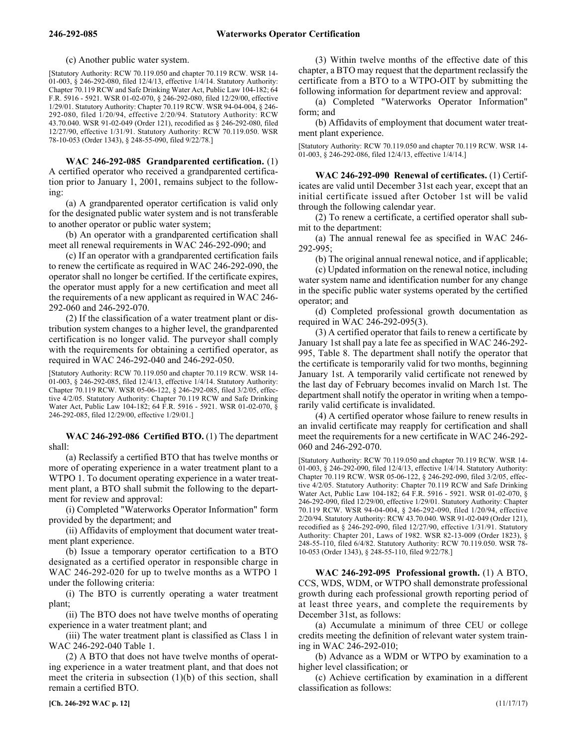(c) Another public water system.

[Statutory Authority: RCW 70.119.050 and chapter 70.119 RCW. WSR 14-01-003, § 246-292-080, filed 12/4/13, effective 1/4/14. Statutory Authority: Chapter 70.119 RCW and Safe Drinking Water Act, Public Law 104-182; 64 F.R. 5916 - 5921. WSR 01-02-070, § 246-292-080, filed 12/29/00, effective 1/29/01. Statutory Authority: Chapter 70.119 RCW. WSR 94-04-004, § 246-292-080, filed 1/20/94, effective 2/20/94. Statutory Authority: RCW 43.70.040. WSR 91-02-049 (Order 121), recodified as § 246-292-080, filed 12/27/90, effective 1/31/91. Statutory Authority: RCW 70.119.050. WSR 78-10-053 (Order 1343), § 248-55-090, filed 9/22/78.]

**WAC 246-292-085 Grandparented certification.** (1) A certified operator who received a grandparented certification prior to January 1, 2001, remains subject to the following:

(a) A grandparented operator certification is valid only for the designated public water system and is not transferable to another operator or public water system;

(b) An operator with a grandparented certification shall meet all renewal requirements in WAC 246-292-090; and

(c) If an operator with a grandparented certification fails to renew the certificate as required in WAC 246-292-090, the operator shall no longer be certified. If the certificate expires, the operator must apply for a new certification and meet all the requirements of a new applicant as required in WAC 246-292-060 and 246-292-070.

(2) If the classification of a water treatment plant or distribution system changes to a higher level, the grandparented certification is no longer valid. The purveyor shall comply with the requirements for obtaining a certified operator, as required in WAC 246-292-040 and 246-292-050.

[Statutory Authority: RCW 70.119.050 and chapter 70.119 RCW. WSR 14-01-003, § 246-292-085, filed 12/4/13, effective 1/4/14. Statutory Authority: Chapter 70.119 RCW. WSR 05-06-122, § 246-292-085, filed 3/2/05, effective 4/2/05. Statutory Authority: Chapter 70.119 RCW and Safe Drinking Water Act, Public Law 104-182; 64 F.R. 5916 - 5921. WSR 01-02-070, § 246-292-085, filed 12/29/00, effective 1/29/01.]

**WAC 246-292-086 Certified BTO.** (1) The department shall:

(a) Reclassify a certified BTO that has twelve months or more of operating experience in a water treatment plant to a WTPO 1. To document operating experience in a water treatment plant, a BTO shall submit the following to the department for review and approval:

(i) Completed "Waterworks Operator Information" form provided by the department; and

(ii) Affidavits of employment that document water treatment plant experience.

(b) Issue a temporary operator certification to a BTO designated as a certified operator in responsible charge in WAC 246-292-020 for up to twelve months as a WTPO 1 under the following criteria:

(i) The BTO is currently operating a water treatment plant;

(ii) The BTO does not have twelve months of operating experience in a water treatment plant; and

(iii) The water treatment plant is classified as Class 1 in WAC 246-292-040 Table 1.

(2) A BTO that does not have twelve months of operating experience in a water treatment plant, and that does not meet the criteria in subsection (1)(b) of this section, shall remain a certified BTO.

(3) Within twelve months of the effective date of this chapter, a BTO may request that the department reclassify the certificate from a BTO to a WTPO-OIT by submitting the following information for department review and approval:

(a) Completed "Waterworks Operator Information" form; and

(b) Affidavits of employment that document water treatment plant experience.

[Statutory Authority: RCW 70.119.050 and chapter 70.119 RCW. WSR 14-01-003, § 246-292-086, filed 12/4/13, effective 1/4/14.]

**WAC 246-292-090 Renewal of certificates.** (1) Certificates are valid until December 31st each year, except that an initial certificate issued after October 1st will be valid through the following calendar year.

(2) To renew a certificate, a certified operator shall submit to the department:

(a) The annual renewal fee as specified in WAC 246-292-995;

(b) The original annual renewal notice, and if applicable;

(c) Updated information on the renewal notice, including water system name and identification number for any change in the specific public water systems operated by the certified operator; and

(d) Completed professional growth documentation as required in WAC 246-292-095(3).

(3) A certified operator that fails to renew a certificate by January 1st shall pay a late fee as specified in WAC 246-292-995, Table 8. The department shall notify the operator that the certificate is temporarily valid for two months, beginning January 1st. A temporarily valid certificate not renewed by the last day of February becomes invalid on March 1st. The department shall notify the operator in writing when a temporarily valid certificate is invalidated.

(4) A certified operator whose failure to renew results in an invalid certificate may reapply for certification and shall meet the requirements for a new certificate in WAC 246-292-060 and 246-292-070.

[Statutory Authority: RCW 70.119.050 and chapter 70.119 RCW. WSR 14-01-003, § 246-292-090, filed 12/4/13, effective 1/4/14. Statutory Authority: Chapter 70.119 RCW. WSR 05-06-122, § 246-292-090, filed 3/2/05, effective 4/2/05. Statutory Authority: Chapter 70.119 RCW and Safe Drinking Water Act, Public Law 104-182; 64 F.R. 5916 - 5921. WSR 01-02-070, § 246-292-090, filed 12/29/00, effective 1/29/01. Statutory Authority: Chapter 70.119 RCW. WSR 94-04-004, § 246-292-090, filed 1/20/94, effective 2/20/94. Statutory Authority: RCW 43.70.040. WSR 91-02-049 (Order 121), recodified as § 246-292-090, filed 12/27/90, effective 1/31/91. Statutory Authority: Chapter 201, Laws of 1982. WSR 82-13-009 (Order 1823), § 248-55-110, filed 6/4/82. Statutory Authority: RCW 70.119.050. WSR 78-10-053 (Order 1343), § 248-55-110, filed 9/22/78.]

**WAC 246-292-095 Professional growth.** (1) A BTO, CCS, WDS, WDM, or WTPO shall demonstrate professional growth during each professional growth reporting period of at least three years, and complete the requirements by December 31st, as follows:

(a) Accumulate a minimum of three CEU or college credits meeting the definition of relevant water system training in WAC 246-292-010;

(b) Advance as a WDM or WTPO by examination to a higher level classification; or

(c) Achieve certification by examination in a different classification as follows: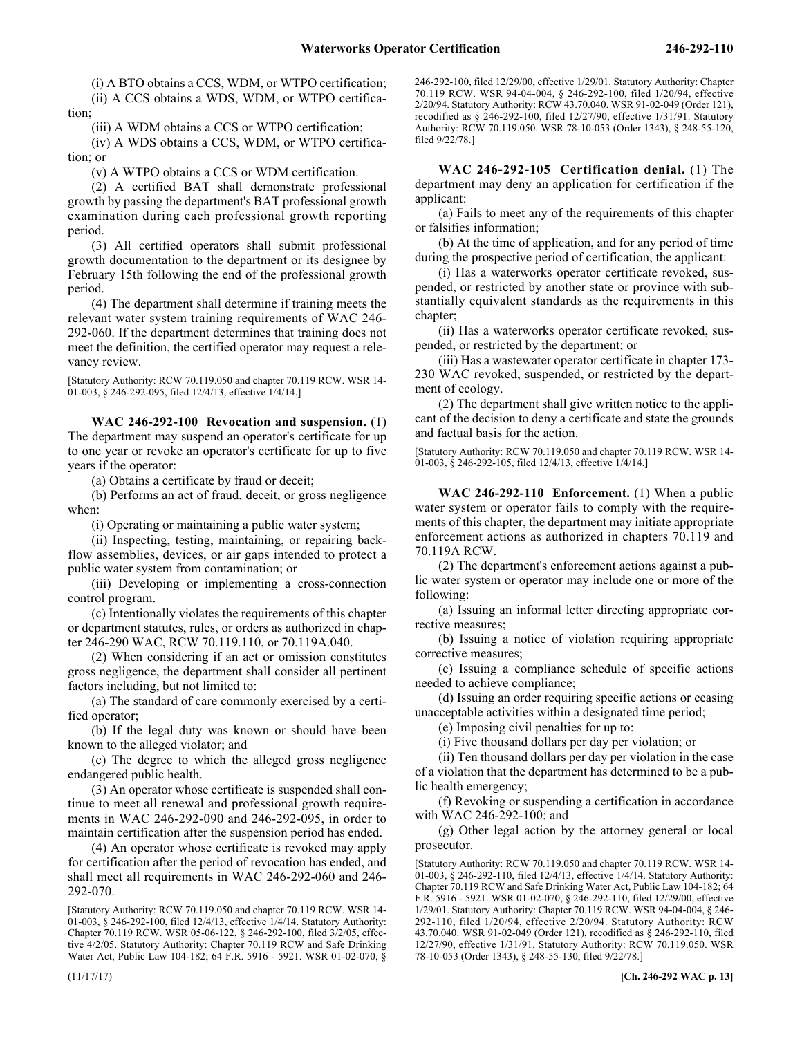(i) A BTO obtains a CCS, WDM, or WTPO certification;

(ii) A CCS obtains a WDS, WDM, or WTPO certification;

(iii) A WDM obtains a CCS or WTPO certification;

(iv) A WDS obtains a CCS, WDM, or WTPO certification; or

(v) A WTPO obtains a CCS or WDM certification.

(2) A certified BAT shall demonstrate professional growth by passing the department's BAT professional growth examination during each professional growth reporting period.

(3) All certified operators shall submit professional growth documentation to the department or its designee by February 15th following the end of the professional growth period.

(4) The department shall determine if training meets the relevant water system training requirements of WAC 246-292-060. If the department determines that training does not meet the definition, the certified operator may request a relevancy review.

[Statutory Authority: RCW 70.119.050 and chapter 70.119 RCW. WSR 14-01-003, § 246-292-095, filed 12/4/13, effective 1/4/14.]

**WAC 246-292-100 Revocation and suspension.** (1) The department may suspend an operator's certificate for up to one year or revoke an operator's certificate for up to five years if the operator:

(a) Obtains a certificate by fraud or deceit;

(b) Performs an act of fraud, deceit, or gross negligence when:

(i) Operating or maintaining a public water system;

(ii) Inspecting, testing, maintaining, or repairing backflow assemblies, devices, or air gaps intended to protect a public water system from contamination; or

(iii) Developing or implementing a cross-connection control program.

(c) Intentionally violates the requirements of this chapter or department statutes, rules, or orders as authorized in chapter 246-290 WAC, RCW 70.119.110, or 70.119A.040.

(2) When considering if an act or omission constitutes gross negligence, the department shall consider all pertinent factors including, but not limited to:

(a) The standard of care commonly exercised by a certified operator;

(b) If the legal duty was known or should have been known to the alleged violator; and

(c) The degree to which the alleged gross negligence endangered public health.

(3) An operator whose certificate is suspended shall continue to meet all renewal and professional growth requirements in WAC 246-292-090 and 246-292-095, in order to maintain certification after the suspension period has ended.

(4) An operator whose certificate is revoked may apply for certification after the period of revocation has ended, and shall meet all requirements in WAC 246-292-060 and 246-292-070.

[Statutory Authority: RCW 70.119.050 and chapter 70.119 RCW. WSR 14-01-003, § 246-292-100, filed 12/4/13, effective 1/4/14. Statutory Authority: Chapter 70.119 RCW. WSR 05-06-122, § 246-292-100, filed 3/2/05, effective 4/2/05. Statutory Authority: Chapter 70.119 RCW and Safe Drinking Water Act, Public Law 104-182; 64 F.R. 5916 - 5921. WSR 01-02-070, § 246-292-100, filed 12/29/00, effective 1/29/01. Statutory Authority: Chapter 70.119 RCW. WSR 94-04-004, § 246-292-100, filed 1/20/94, effective 2/20/94. Statutory Authority: RCW 43.70.040. WSR 91-02-049 (Order 121), recodified as § 246-292-100, filed 12/27/90, effective 1/31/91. Statutory Authority: RCW 70.119.050. WSR 78-10-053 (Order 1343), § 248-55-120, filed 9/22/78.]

**WAC 246-292-105 Certification denial.** (1) The department may deny an application for certification if the applicant:

(a) Fails to meet any of the requirements of this chapter or falsifies information;

(b) At the time of application, and for any period of time during the prospective period of certification, the applicant:

(i) Has a waterworks operator certificate revoked, suspended, or restricted by another state or province with substantially equivalent standards as the requirements in this chapter;

(ii) Has a waterworks operator certificate revoked, suspended, or restricted by the department; or

(iii) Has a wastewater operator certificate in chapter 173-230 WAC revoked, suspended, or restricted by the department of ecology.

(2) The department shall give written notice to the applicant of the decision to deny a certificate and state the grounds and factual basis for the action.

[Statutory Authority: RCW 70.119.050 and chapter 70.119 RCW. WSR 14-01-003, § 246-292-105, filed 12/4/13, effective 1/4/14.]

**WAC 246-292-110 Enforcement.** (1) When a public water system or operator fails to comply with the requirements of this chapter, the department may initiate appropriate enforcement actions as authorized in chapters 70.119 and 70.119A RCW.

(2) The department's enforcement actions against a public water system or operator may include one or more of the following:

(a) Issuing an informal letter directing appropriate corrective measures;

(b) Issuing a notice of violation requiring appropriate corrective measures;

(c) Issuing a compliance schedule of specific actions needed to achieve compliance;

(d) Issuing an order requiring specific actions or ceasing unacceptable activities within a designated time period;

(e) Imposing civil penalties for up to:

(i) Five thousand dollars per day per violation; or

(ii) Ten thousand dollars per day per violation in the case of a violation that the department has determined to be a public health emergency;

(f) Revoking or suspending a certification in accordance with WAC 246-292-100; and

(g) Other legal action by the attorney general or local prosecutor.

[Statutory Authority: RCW 70.119.050 and chapter 70.119 RCW. WSR 14-01-003, § 246-292-110, filed 12/4/13, effective 1/4/14. Statutory Authority: Chapter 70.119 RCW and Safe Drinking Water Act, Public Law 104-182; 64 F.R. 5916 - 5921. WSR 01-02-070, § 246-292-110, filed 12/29/00, effective 1/29/01. Statutory Authority: Chapter 70.119 RCW. WSR 94-04-004, § 246-292-110, filed 1/20/94, effective 2/20/94. Statutory Authority: RCW 43.70.040. WSR 91-02-049 (Order 121), recodified as § 246-292-110, filed 12/27/90, effective 1/31/91. Statutory Authority: RCW 70.119.050. WSR 78-10-053 (Order 1343), § 248-55-130, filed 9/22/78.]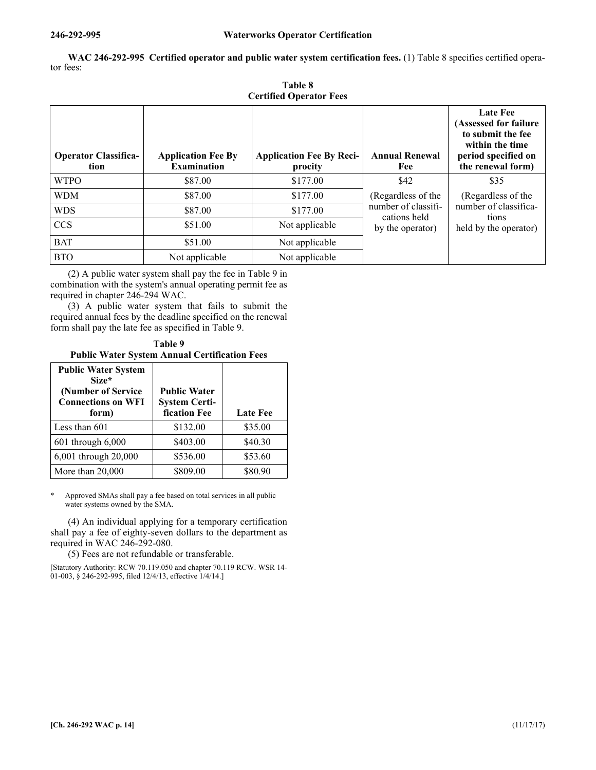**WAC 246-292-995 Certified operator and public water system certification fees.** (1) Table 8 specifies certified operator fees:

**Table 8**
**Certified Operator Fees**

| Operator Classification | Application Fee By Examination | Application Fee By Reciprocity | Annual Renewal Fee | Late Fee (Assessed for failure to submit the fee within the time period specified on the renewal form) |
|---|---|---|---|---|
| WTPO | $87.00 | $177.00 | $42 (Regardless of the number of classifications held by the operator) | $35 (Regardless of the number of classifications held by the operator) |
| WDM | $87.00 | $177.00 | | |
| WDS | $87.00 | $177.00 | | |
| CCS | $51.00 | Not applicable | | |
| BAT | $51.00 | Not applicable | | |
| BTO | Not applicable | Not applicable | | |

(2) A public water system shall pay the fee in Table 9 in combination with the system's annual operating permit fee as required in chapter 246-294 WAC.

(3) A public water system that fails to submit the required annual fees by the deadline specified on the renewal form shall pay the late fee as specified in Table 9.

**Table 9**
**Public Water System Annual Certification Fees**

| Public Water System Size* (Number of Service Connections on WFI form) | Public Water System Certification Fee | Late Fee |
|---|---|---|
| Less than 601 | $132.00 | $35.00 |
| 601 through 6,000 | $403.00 | $40.30 |
| 6,001 through 20,000 | $536.00 | $53.60 |
| More than 20,000 | $809.00 | $80.90 |

\* Approved SMAs shall pay a fee based on total services in all public water systems owned by the SMA.

(4) An individual applying for a temporary certification shall pay a fee of eighty-seven dollars to the department as required in WAC 246-292-080.

(5) Fees are not refundable or transferable.

[Statutory Authority: RCW 70.119.050 and chapter 70.119 RCW. WSR 14-01-003, § 246-292-995, filed 12/4/13, effective 1/4/14.]